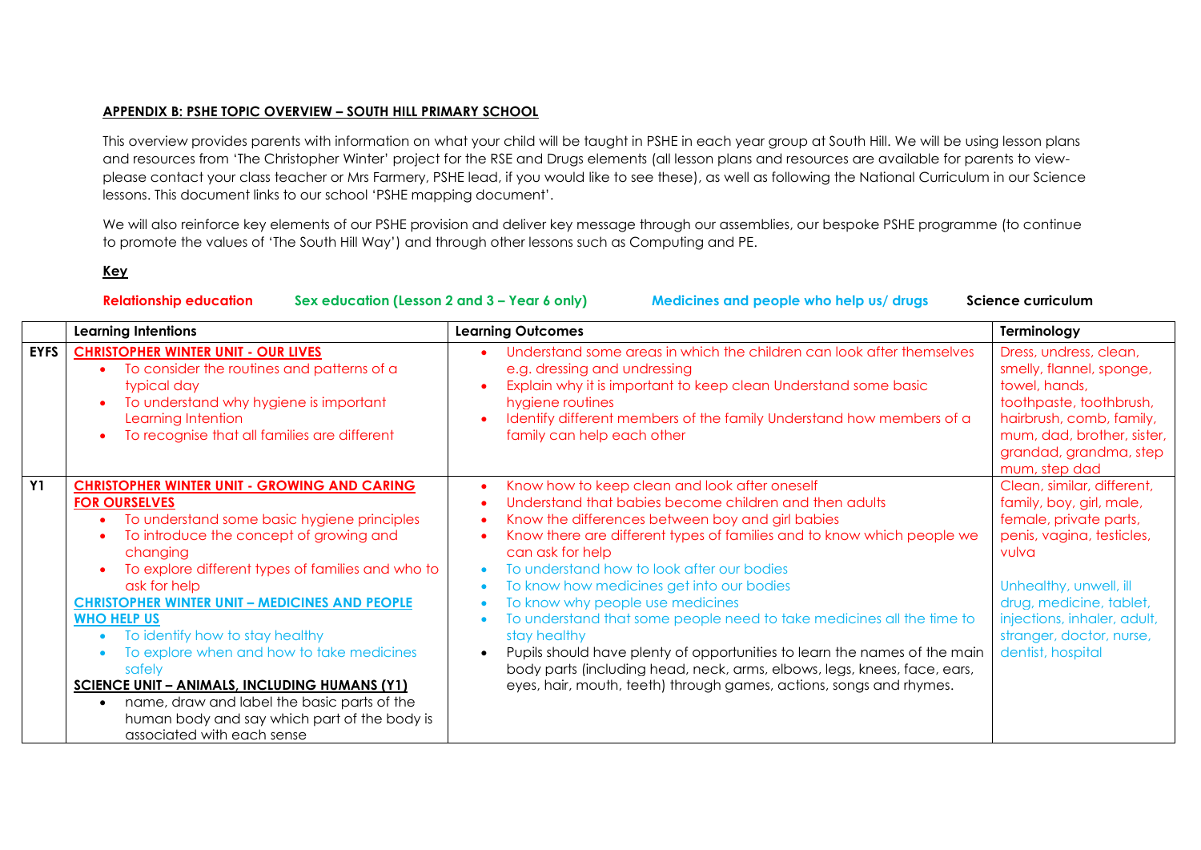**APPENDIX B: PSHE TOPIC OVERVIEW – SOUTH HILL PRIMARY SCHOOL**

This overview provides parents with information on what your child will be taught in PSHE in each year group at South Hill. We will be using lesson plans and resources from 'The Christopher Winter' project for the RSE and Drugs elements (all lesson plans and resources are available for parents to view- please contact your class teacher or Mrs Farmery, PSHE lead, if you would like to see these), as well as following the National Curriculum in our Science lessons. This document links to our school 'PSHE mapping document'.

We will also reinforce key elements of our PSHE provision and deliver key message through our assemblies, our bespoke PSHE programme (to continue to promote the values of 'The South Hill Way') and through other lessons such as Computing and PE.

**Key**

**Relationship education** **Sex education (Lesson 2 and 3 – Year 6 only)** **Medicines and people who help us/ drugs** **Science curriculum**

| | Learning Intentions | Learning Outcomes | Terminology |
|---|---|---|---|
| **EYFS** | **CHRISTOPHER WINTER UNIT - OUR LIVES**<br>• To consider the routines and patterns of a typical day<br>• To understand why hygiene is important Learning Intention<br>• To recognise that all families are different | • Understand some areas in which the children can look after themselves e.g. dressing and undressing<br>• Explain why it is important to keep clean Understand some basic hygiene routines<br>• Identify different members of the family Understand how members of a family can help each other | Dress, undress, clean, smelly, flannel, sponge, towel, hands, toothpaste, toothbrush, hairbrush, comb, family, mum, dad, brother, sister, grandad, grandma, step mum, step dad |
| **Y1** | **CHRISTOPHER WINTER UNIT - GROWING AND CARING FOR OURSELVES**<br>• To understand some basic hygiene principles<br>• To introduce the concept of growing and changing<br>• To explore different types of families and who to ask for help<br>**CHRISTOPHER WINTER UNIT – MEDICINES AND PEOPLE WHO HELP US**<br>• To identify how to stay healthy<br>• To explore when and how to take medicines safely<br>**SCIENCE UNIT – ANIMALS, INCLUDING HUMANS (Y1)**<br>• name, draw and label the basic parts of the human body and say which part of the body is associated with each sense | • Know how to keep clean and look after oneself<br>• Understand that babies become children and then adults<br>• Know the differences between boy and girl babies<br>• Know there are different types of families and to know which people we can ask for help<br>• To understand how to look after our bodies<br>• To know how medicines get into our bodies<br>• To know why people use medicines<br>• To understand that some people need to take medicines all the time to stay healthy<br>• Pupils should have plenty of opportunities to learn the names of the main body parts (including head, neck, arms, elbows, legs, knees, face, ears, eyes, hair, mouth, teeth) through games, actions, songs and rhymes. | Clean, similar, different, family, boy, girl, male, female, private parts, penis, vagina, testicles, vulva<br><br>Unhealthy, unwell, ill drug, medicine, tablet, injections, inhaler, adult, stranger, doctor, nurse, dentist, hospital |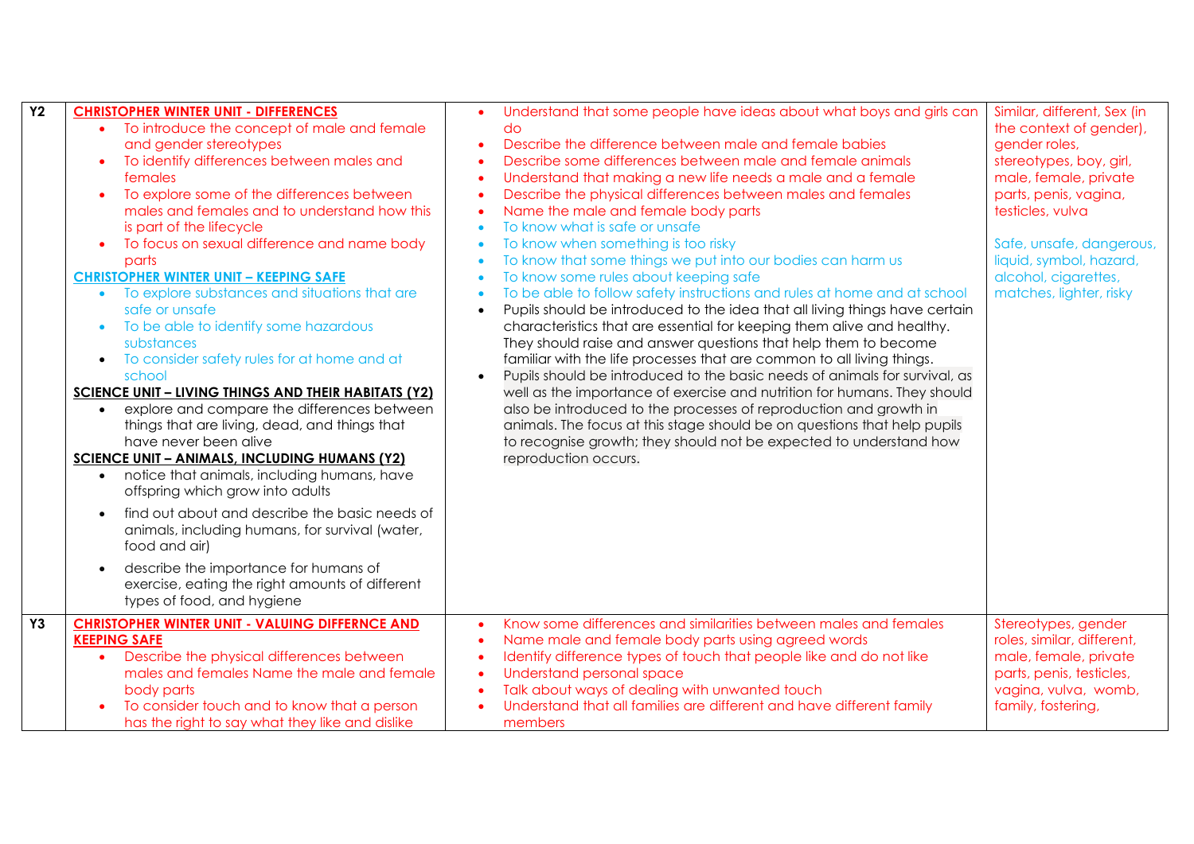| | | | |
|---|---|---|---|
| **Y2** | **CHRISTOPHER WINTER UNIT - DIFFERENCES**<br>• To introduce the concept of male and female and gender stereotypes<br>• To identify differences between males and females<br>• To explore some of the differences between males and females and to understand how this is part of the lifecycle<br>• To focus on sexual difference and name body parts<br>**CHRISTOPHER WINTER UNIT – KEEPING SAFE**<br>• To explore substances and situations that are safe or unsafe<br>• To be able to identify some hazardous substances<br>• To consider safety rules for at home and at school<br>**SCIENCE UNIT – LIVING THINGS AND THEIR HABITATS (Y2)**<br>• explore and compare the differences between things that are living, dead, and things that have never been alive<br>**SCIENCE UNIT – ANIMALS, INCLUDING HUMANS (Y2)**<br>• notice that animals, including humans, have offspring which grow into adults<br>• find out about and describe the basic needs of animals, including humans, for survival (water, food and air)<br>• describe the importance for humans of exercise, eating the right amounts of different types of food, and hygiene | • Understand that some people have ideas about what boys and girls can do<br>• Describe the difference between male and female babies<br>• Describe some differences between male and female animals<br>• Understand that making a new life needs a male and a female<br>• Describe the physical differences between males and females<br>• Name the male and female body parts<br>• To know what is safe or unsafe<br>• To know when something is too risky<br>• To know that some things we put into our bodies can harm us<br>• To know some rules about keeping safe<br>• To be able to follow safety instructions and rules at home and at school<br>• Pupils should be introduced to the idea that all living things have certain characteristics that are essential for keeping them alive and healthy. They should raise and answer questions that help them to become familiar with the life processes that are common to all living things.<br>• Pupils should be introduced to the basic needs of animals for survival, as well as the importance of exercise and nutrition for humans. They should also be introduced to the processes of reproduction and growth in animals. The focus at this stage should be on questions that help pupils to recognise growth; they should not be expected to understand how reproduction occurs. | Similar, different, Sex (in the context of gender), gender roles, stereotypes, boy, girl, male, female, private parts, penis, vagina, testicles, vulva<br><br>Safe, unsafe, dangerous, liquid, symbol, hazard, alcohol, cigarettes, matches, lighter, risky |
| **Y3** | **CHRISTOPHER WINTER UNIT - VALUING DIFFERNCE AND KEEPING SAFE**<br>• Describe the physical differences between males and females Name the male and female body parts<br>• To consider touch and to know that a person has the right to say what they like and dislike | • Know some differences and similarities between males and females<br>• Name male and female body parts using agreed words<br>• Identify difference types of touch that people like and do not like<br>• Understand personal space<br>• Talk about ways of dealing with unwanted touch<br>• Understand that all families are different and have different family members | Stereotypes, gender roles, similar, different, male, female, private parts, penis, testicles, vagina, vulva, womb, family, fostering, |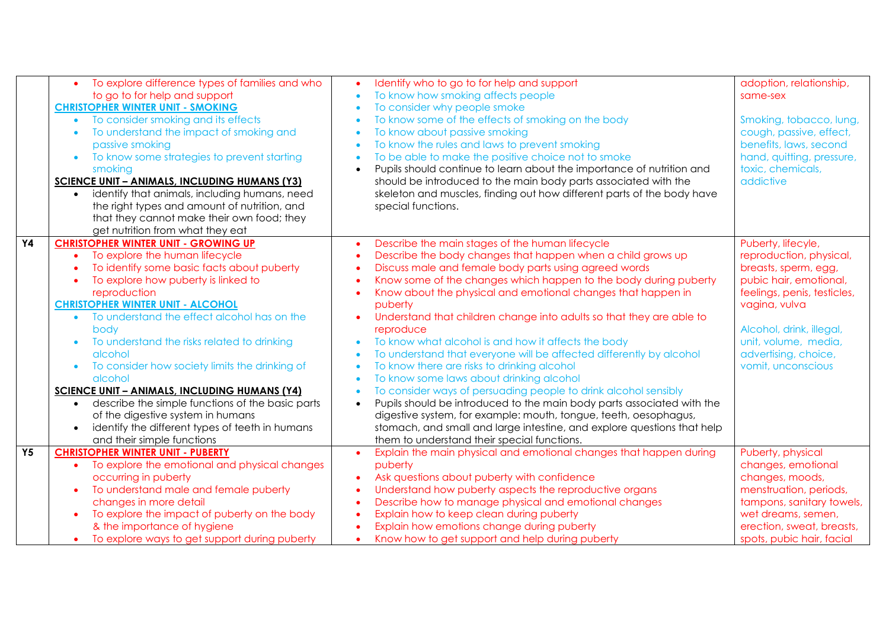| | | | |
|---|---|---|---|
| | • To explore difference types of families and who to go to for help and support<br>**CHRISTOPHER WINTER UNIT - SMOKING**<br>• To consider smoking and its effects<br>• To understand the impact of smoking and passive smoking<br>• To know some strategies to prevent starting smoking<br>**SCIENCE UNIT – ANIMALS, INCLUDING HUMANS (Y3)**<br>• identify that animals, including humans, need the right types and amount of nutrition, and that they cannot make their own food; they get nutrition from what they eat | • Identify who to go to for help and support<br>• To know how smoking affects people<br>• To consider why people smoke<br>• To know some of the effects of smoking on the body<br>• To know about passive smoking<br>• To know the rules and laws to prevent smoking<br>• To be able to make the positive choice not to smoke<br>• Pupils should continue to learn about the importance of nutrition and should be introduced to the main body parts associated with the skeleton and muscles, finding out how different parts of the body have special functions. | adoption, relationship, same-sex<br><br>Smoking, tobacco, lung, cough, passive, effect, benefits, laws, second hand, quitting, pressure, toxic, chemicals, addictive |
| **Y4** | **CHRISTOPHER WINTER UNIT - GROWING UP**<br>• To explore the human lifecycle<br>• To identify some basic facts about puberty<br>• To explore how puberty is linked to reproduction<br>**CHRISTOPHER WINTER UNIT - ALCOHOL**<br>• To understand the effect alcohol has on the body<br>• To understand the risks related to drinking alcohol<br>• To consider how society limits the drinking of alcohol<br>**SCIENCE UNIT – ANIMALS, INCLUDING HUMANS (Y4)**<br>• describe the simple functions of the basic parts of the digestive system in humans<br>• identify the different types of teeth in humans and their simple functions | • Describe the main stages of the human lifecycle<br>• Describe the body changes that happen when a child grows up<br>• Discuss male and female body parts using agreed words<br>• Know some of the changes which happen to the body during puberty<br>• Know about the physical and emotional changes that happen in puberty<br>• Understand that children change into adults so that they are able to reproduce<br>• To know what alcohol is and how it affects the body<br>• To understand that everyone will be affected differently by alcohol<br>• To know there are risks to drinking alcohol<br>• To know some laws about drinking alcohol<br>• To consider ways of persuading people to drink alcohol sensibly<br>• Pupils should be introduced to the main body parts associated with the digestive system, for example: mouth, tongue, teeth, oesophagus, stomach, and small and large intestine, and explore questions that help them to understand their special functions. | Puberty, lifecycle, reproduction, physical, breasts, sperm, egg, pubic hair, emotional, feelings, penis, testicles, vagina, vulva<br><br>Alcohol, drink, illegal, unit, volume, media, advertising, choice, vomit, unconscious |
| **Y5** | **CHRISTOPHER WINTER UNIT - PUBERTY**<br>• To explore the emotional and physical changes occurring in puberty<br>• To understand male and female puberty changes in more detail<br>• To explore the impact of puberty on the body & the importance of hygiene<br>• To explore ways to get support during puberty | • Explain the main physical and emotional changes that happen during puberty<br>• Ask questions about puberty with confidence<br>• Understand how puberty aspects the reproductive organs<br>• Describe how to manage physical and emotional changes<br>• Explain how to keep clean during puberty<br>• Explain how emotions change during puberty<br>• Know how to get support and help during puberty | Puberty, physical changes, emotional changes, moods, menstruation, periods, tampons, sanitary towels, wet dreams, semen, erection, sweat, breasts, spots, pubic hair, facial |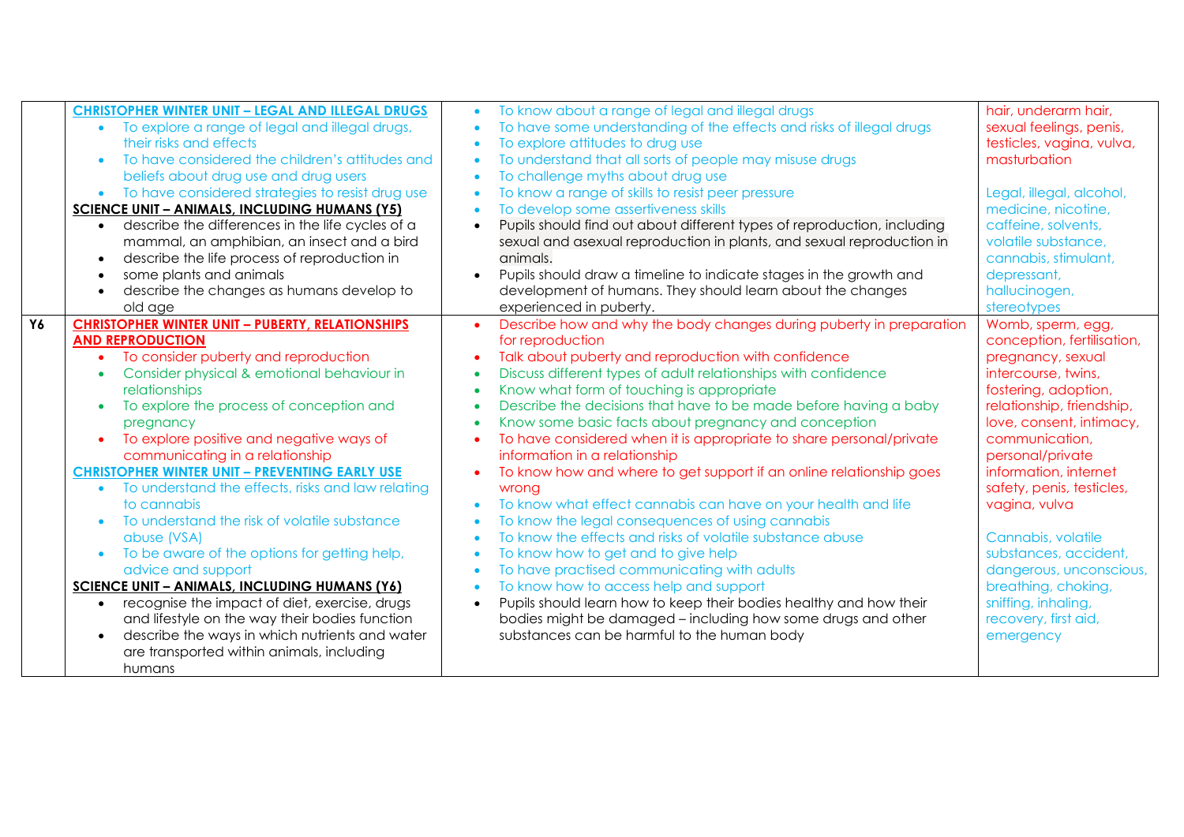| | | | |
|---|---|---|---|
| | **CHRISTOPHER WINTER UNIT – LEGAL AND ILLEGAL DRUGS**<br>• To explore a range of legal and illegal drugs, their risks and effects<br>• To have considered the children's attitudes and beliefs about drug use and drug users<br>• To have considered strategies to resist drug use<br>**SCIENCE UNIT – ANIMALS, INCLUDING HUMANS (Y5)**<br>• describe the differences in the life cycles of a mammal, an amphibian, an insect and a bird<br>• describe the life process of reproduction in<br>• some plants and animals<br>• describe the changes as humans develop to old age | • To know about a range of legal and illegal drugs<br>• To have some understanding of the effects and risks of illegal drugs<br>• To explore attitudes to drug use<br>• To understand that all sorts of people may misuse drugs<br>• To challenge myths about drug use<br>• To know a range of skills to resist peer pressure<br>• To develop some assertiveness skills<br>• Pupils should find out about different types of reproduction, including sexual and asexual reproduction in plants, and sexual reproduction in animals.<br>• Pupils should draw a timeline to indicate stages in the growth and development of humans. They should learn about the changes experienced in puberty. | hair, underarm hair, sexual feelings, penis, testicles, vagina, vulva, masturbation<br><br>Legal, illegal, alcohol, medicine, nicotine, caffeine, solvents, volatile substance, cannabis, stimulant, depressant, hallucinogen, stereotypes |
| **Y6** | **CHRISTOPHER WINTER UNIT – PUBERTY, RELATIONSHIPS AND REPRODUCTION**<br>• To consider puberty and reproduction<br>• Consider physical & emotional behaviour in relationships<br>• To explore the process of conception and pregnancy<br>• To explore positive and negative ways of communicating in a relationship<br>**CHRISTOPHER WINTER UNIT – PREVENTING EARLY USE**<br>• To understand the effects, risks and law relating to cannabis<br>• To understand the risk of volatile substance abuse (VSA)<br>• To be aware of the options for getting help, advice and support<br>**SCIENCE UNIT – ANIMALS, INCLUDING HUMANS (Y6)**<br>• recognise the impact of diet, exercise, drugs and lifestyle on the way their bodies function<br>• describe the ways in which nutrients and water are transported within animals, including humans | • Describe how and why the body changes during puberty in preparation for reproduction<br>• Talk about puberty and reproduction with confidence<br>• Discuss different types of adult relationships with confidence<br>• Know what form of touching is appropriate<br>• Describe the decisions that have to be made before having a baby<br>• Know some basic facts about pregnancy and conception<br>• To have considered when it is appropriate to share personal/private information in a relationship<br>• To know how and where to get support if an online relationship goes wrong<br>• To know what effect cannabis can have on your health and life<br>• To know the legal consequences of using cannabis<br>• To know the effects and risks of volatile substance abuse<br>• To know how to get and to give help<br>• To have practised communicating with adults<br>• To know how to access help and support<br>• Pupils should learn how to keep their bodies healthy and how their bodies might be damaged – including how some drugs and other substances can be harmful to the human body | Womb, sperm, egg, conception, fertilisation, pregnancy, sexual intercourse, twins, fostering, adoption, relationship, friendship, love, consent, intimacy, communication, personal/private information, internet safety, penis, testicles, vagina, vulva<br><br>Cannabis, volatile substances, accident, dangerous, unconscious, breathing, choking, sniffing, inhaling, recovery, first aid, emergency |